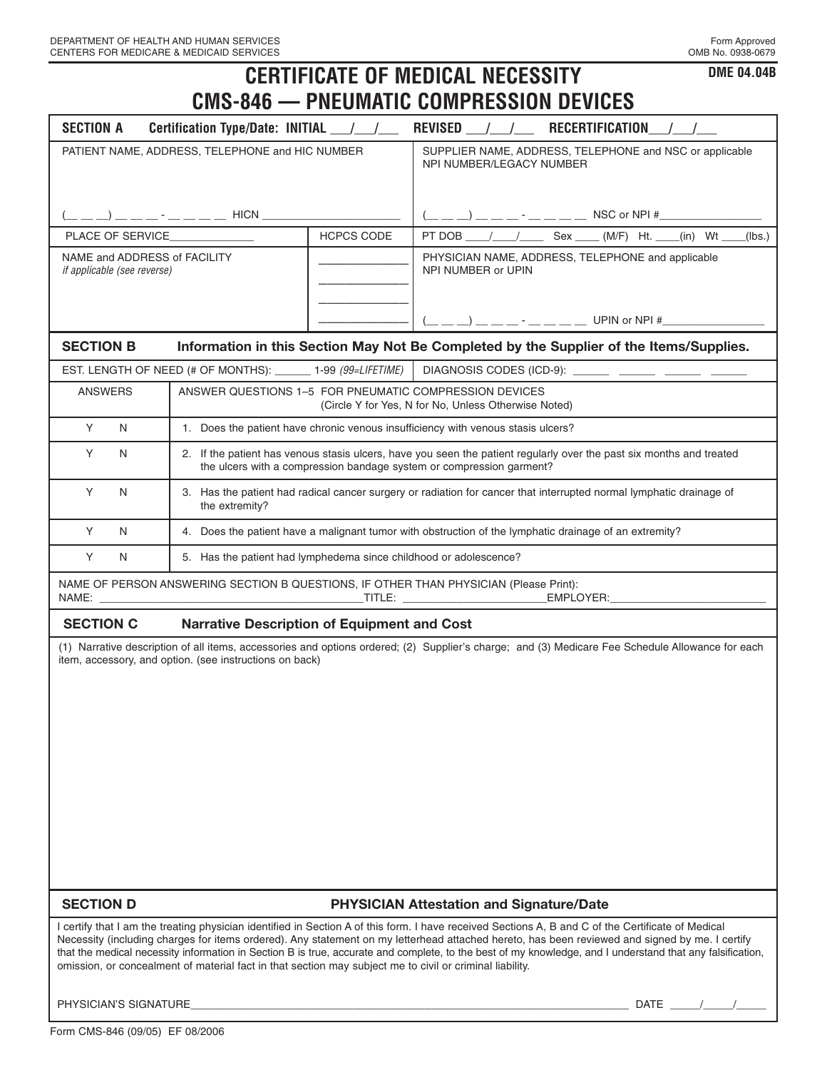DEPARTMENT OF HEALTH AND HUMAN SERVICES
CENTERS FOR MEDICARE & MEDICAID SERVICES

Form Approved
OMB No. 0938-0679

# CERTIFICATE OF MEDICAL NECESSITY
# CMS-846 — PNEUMATIC COMPRESSION DEVICES

**DME 04.04B**

## SECTION A Certification Type/Date: INITIAL ___/___/___ REVISED ___/___/___ RECERTIFICATION___/___/___

| | | |
|---|---|---|
| PATIENT NAME, ADDRESS, TELEPHONE and HIC NUMBER<br><br>(__ __ __) __ __ __ - __ __ __ __ HICN ______________________ | | SUPPLIER NAME, ADDRESS, TELEPHONE and NSC or applicable NPI NUMBER/LEGACY NUMBER<br><br>(__ __ __) __ __ __ - __ __ __ __ NSC or NPI #________________ |
| PLACE OF SERVICE______________ | HCPCS CODE | PT DOB ____/____/____ Sex ____ (M/F) Ht. ____(in) Wt ____(lbs.) |
| NAME and ADDRESS of FACILITY<br>*if applicable (see reverse)* | ______________<br>______________<br>______________<br>______________ | PHYSICIAN NAME, ADDRESS, TELEPHONE and applicable NPI NUMBER or UPIN<br><br>(__ __ __) __ __ __ - __ __ __ __ UPIN or NPI #________________ |

## SECTION B Information in this Section May Not Be Completed by the Supplier of the Items/Supplies.

EST. LENGTH OF NEED (# OF MONTHS): ______ 1-99 *(99=LIFETIME)*

DIAGNOSIS CODES (ICD-9): ______ ______ ______ ______

| ANSWERS | ANSWER QUESTIONS 1–5 FOR PNEUMATIC COMPRESSION DEVICES (Circle Y for Yes, N for No, Unless Otherwise Noted) |
|---|---|
| Y N | 1. Does the patient have chronic venous insufficiency with venous stasis ulcers? |
| Y N | 2. If the patient has venous stasis ulcers, have you seen the patient regularly over the past six months and treated the ulcers with a compression bandage system or compression garment? |
| Y N | 3. Has the patient had radical cancer surgery or radiation for cancer that interrupted normal lymphatic drainage of the extremity? |
| Y N | 4. Does the patient have a malignant tumor with obstruction of the lymphatic drainage of an extremity? |
| Y N | 5. Has the patient had lymphedema since childhood or adolescence? |

NAME OF PERSON ANSWERING SECTION B QUESTIONS, IF OTHER THAN PHYSICIAN (Please Print):
NAME: ____________________________________________TITLE: ________________________EMPLOYER:__________________________

## SECTION C Narrative Description of Equipment and Cost

(1) Narrative description of all items, accessories and options ordered; (2) Supplier's charge; and (3) Medicare Fee Schedule Allowance for each item, accessory, and option. (see instructions on back)

## SECTION D PHYSICIAN Attestation and Signature/Date

I certify that I am the treating physician identified in Section A of this form. I have received Sections A, B and C of the Certificate of Medical Necessity (including charges for items ordered). Any statement on my letterhead attached hereto, has been reviewed and signed by me. I certify that the medical necessity information in Section B is true, accurate and complete, to the best of my knowledge, and I understand that any falsification, omission, or concealment of material fact in that section may subject me to civil or criminal liability.

PHYSICIAN'S SIGNATURE_____________________________________________________________________________ DATE _____/_____/_____

Form CMS-846 (09/05) EF 08/2006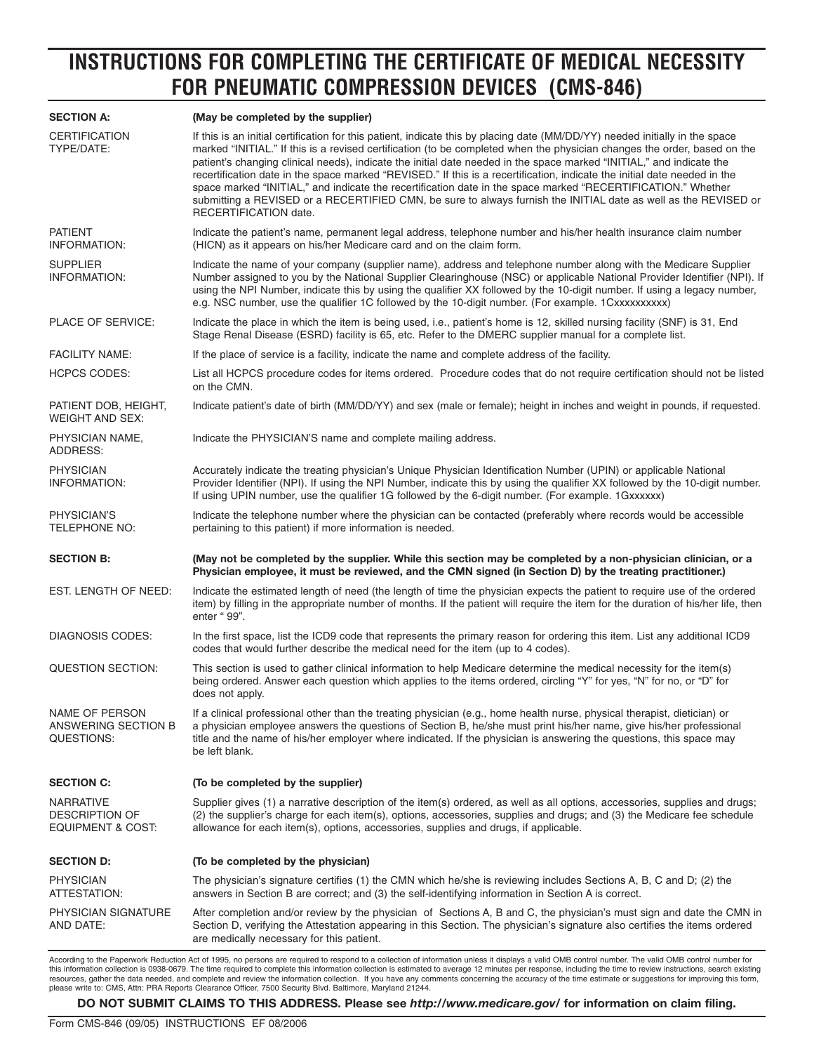# INSTRUCTIONS FOR COMPLETING THE CERTIFICATE OF MEDICAL NECESSITY FOR PNEUMATIC COMPRESSION DEVICES (CMS-846)

| | |
|---|---|
| **SECTION A:** | **(May be completed by the supplier)** |
| CERTIFICATION TYPE/DATE: | If this is an initial certification for this patient, indicate this by placing date (MM/DD/YY) needed initially in the space marked "INITIAL." If this is a revised certification (to be completed when the physician changes the order, based on the patient's changing clinical needs), indicate the initial date needed in the space marked "INITIAL," and indicate the recertification date in the space marked "REVISED." If this is a recertification, indicate the initial date needed in the space marked "INITIAL," and indicate the recertification date in the space marked "RECERTIFICATION." Whether submitting a REVISED or a RECERTIFIED CMN, be sure to always furnish the INITIAL date as well as the REVISED or RECERTIFICATION date. |
| PATIENT INFORMATION: | Indicate the patient's name, permanent legal address, telephone number and his/her health insurance claim number (HICN) as it appears on his/her Medicare card and on the claim form. |
| SUPPLIER INFORMATION: | Indicate the name of your company (supplier name), address and telephone number along with the Medicare Supplier Number assigned to you by the National Supplier Clearinghouse (NSC) or applicable National Provider Identifier (NPI). If using the NPI Number, indicate this by using the qualifier XX followed by the 10-digit number. If using a legacy number, e.g. NSC number, use the qualifier 1C followed by the 10-digit number. (For example. 1Cxxxxxxxxxx) |
| PLACE OF SERVICE: | Indicate the place in which the item is being used, i.e., patient's home is 12, skilled nursing facility (SNF) is 31, End Stage Renal Disease (ESRD) facility is 65, etc. Refer to the DMERC supplier manual for a complete list. |
| FACILITY NAME: | If the place of service is a facility, indicate the name and complete address of the facility. |
| HCPCS CODES: | List all HCPCS procedure codes for items ordered. Procedure codes that do not require certification should not be listed on the CMN. |
| PATIENT DOB, HEIGHT, WEIGHT AND SEX: | Indicate patient's date of birth (MM/DD/YY) and sex (male or female); height in inches and weight in pounds, if requested. |
| PHYSICIAN NAME, ADDRESS: | Indicate the PHYSICIAN'S name and complete mailing address. |
| PHYSICIAN INFORMATION: | Accurately indicate the treating physician's Unique Physician Identification Number (UPIN) or applicable National Provider Identifier (NPI). If using the NPI Number, indicate this by using the qualifier XX followed by the 10-digit number. If using UPIN number, use the qualifier 1G followed by the 6-digit number. (For example. 1Gxxxxxx) |
| PHYSICIAN'S TELEPHONE NO: | Indicate the telephone number where the physician can be contacted (preferably where records would be accessible pertaining to this patient) if more information is needed. |
| **SECTION B:** | **(May not be completed by the supplier. While this section may be completed by a non-physician clinician, or a Physician employee, it must be reviewed, and the CMN signed (in Section D) by the treating practitioner.)** |
| EST. LENGTH OF NEED: | Indicate the estimated length of need (the length of time the physician expects the patient to require use of the ordered item) by filling in the appropriate number of months. If the patient will require the item for the duration of his/her life, then enter " 99". |
| DIAGNOSIS CODES: | In the first space, list the ICD9 code that represents the primary reason for ordering this item. List any additional ICD9 codes that would further describe the medical need for the item (up to 4 codes). |
| QUESTION SECTION: | This section is used to gather clinical information to help Medicare determine the medical necessity for the item(s) being ordered. Answer each question which applies to the items ordered, circling "Y" for yes, "N" for no, or "D" for does not apply. |
| NAME OF PERSON ANSWERING SECTION B QUESTIONS: | If a clinical professional other than the treating physician (e.g., home health nurse, physical therapist, dietician) or a physician employee answers the questions of Section B, he/she must print his/her name, give his/her professional title and the name of his/her employer where indicated. If the physician is answering the questions, this space may be left blank. |
| **SECTION C:** | **(To be completed by the supplier)** |
| NARRATIVE DESCRIPTION OF EQUIPMENT & COST: | Supplier gives (1) a narrative description of the item(s) ordered, as well as all options, accessories, supplies and drugs; (2) the supplier's charge for each item(s), options, accessories, supplies and drugs; and (3) the Medicare fee schedule allowance for each item(s), options, accessories, supplies and drugs, if applicable. |
| **SECTION D:** | **(To be completed by the physician)** |
| PHYSICIAN ATTESTATION: | The physician's signature certifies (1) the CMN which he/she is reviewing includes Sections A, B, C and D; (2) the answers in Section B are correct; and (3) the self-identifying information in Section A is correct. |
| PHYSICIAN SIGNATURE AND DATE: | After completion and/or review by the physician of Sections A, B and C, the physician's must sign and date the CMN in Section D, verifying the Attestation appearing in this Section. The physician's signature also certifies the items ordered are medically necessary for this patient. |

According to the Paperwork Reduction Act of 1995, no persons are required to respond to a collection of information unless it displays a valid OMB control number. The valid OMB control number for this information collection is 0938-0679. The time required to complete this information collection is estimated to average 12 minutes per response, including the time to review instructions, search existing resources, gather the data needed, and complete and review the information collection. If you have any comments concerning the accuracy of the time estimate or suggestions for improving this form, please write to: CMS, Attn: PRA Reports Clearance Officer, 7500 Security Blvd. Baltimore, Maryland 21244.

**DO NOT SUBMIT CLAIMS TO THIS ADDRESS. Please see *http://www.medicare.gov/* for information on claim filing.**

Form CMS-846 (09/05) INSTRUCTIONS EF 08/2006